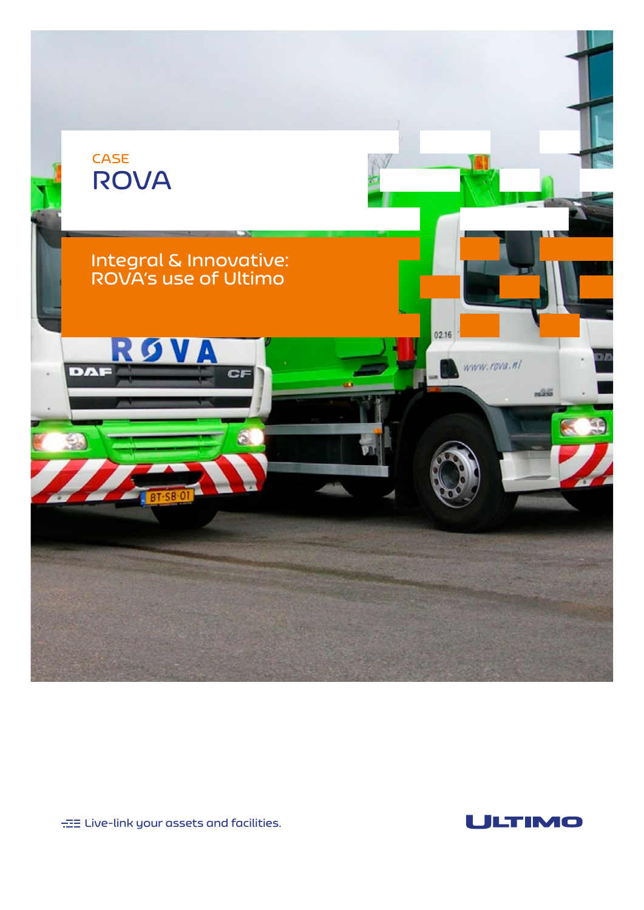CASE

# ROVA

## Integral & Innovative: ROVA's use of Ultimo

Live-link your assets and facilities.

ULTIMO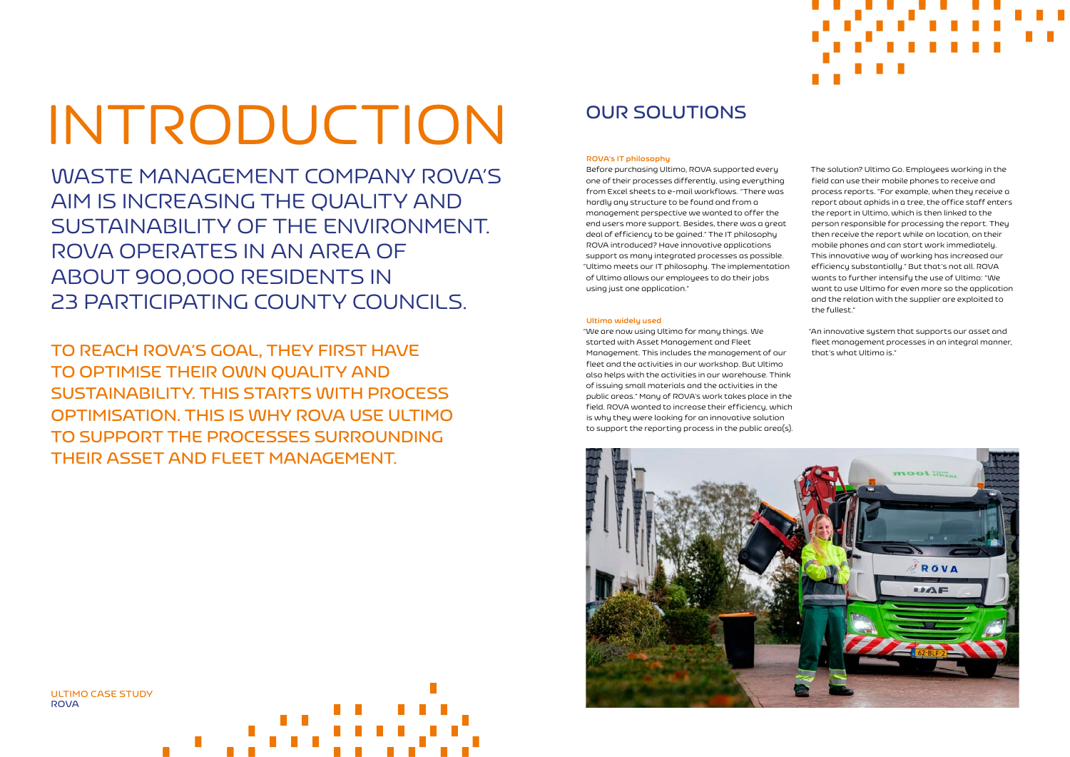# INTRODUCTION

## WASTE MANAGEMENT COMPANY ROVA'S AIM IS INCREASING THE QUALITY AND SUSTAINABILITY OF THE ENVIRONMENT. ROVA OPERATES IN AN AREA OF ABOUT 900,000 RESIDENTS IN 23 PARTICIPATING COUNTY COUNCILS.

TO REACH ROVA'S GOAL, THEY FIRST HAVE TO OPTIMISE THEIR OWN QUALITY AND SUSTAINABILITY. THIS STARTS WITH PROCESS OPTIMISATION. THIS IS WHY ROVA USE ULTIMO TO SUPPORT THE PROCESSES SURROUNDING THEIR ASSET AND FLEET MANAGEMENT.

ULTIMO CASE STUDY
ROVA

## OUR SOLUTIONS

### ROVA's IT philosophy

Before purchasing Ultimo, ROVA supported every one of their processes differently, using everything from Excel sheets to e-mail workflows. "There was hardly any structure to be found and from a management perspective we wanted to offer the end users more support. Besides, there was a great deal of efficiency to be gained." The IT philosophy ROVA introduced? Have innovative applications support as many integrated processes as possible. "Ultimo meets our IT philosophy. The implementation of Ultimo allows our employees to do their jobs using just one application."

### Ultimo widely used

"We are now using Ultimo for many things. We started with Asset Management and Fleet Management. This includes the management of our fleet and the activities in our workshop. But Ultimo also helps with the activities in our warehouse. Think of issuing small materials and the activities in the public areas." Many of ROVA's work takes place in the field. ROVA wanted to increase their efficiency, which is why they were looking for an innovative solution to support the reporting process in the public area(s).

The solution? Ultimo Go. Employees working in the field can use their mobile phones to receive and process reports. "For example, when they receive a report about aphids in a tree, the office staff enters the report in Ultimo, which is then linked to the person responsible for processing the report. They then receive the report while on location, on their mobile phones and can start work immediately. This innovative way of working has increased our efficiency substantially." But that's not all. ROVA wants to further intensify the use of Ultimo: "We want to use Ultimo for even more so the application and the relation with the supplier are exploited to the fullest."

"An innovative system that supports our asset and fleet management processes in an integral manner, that's what Ultimo is."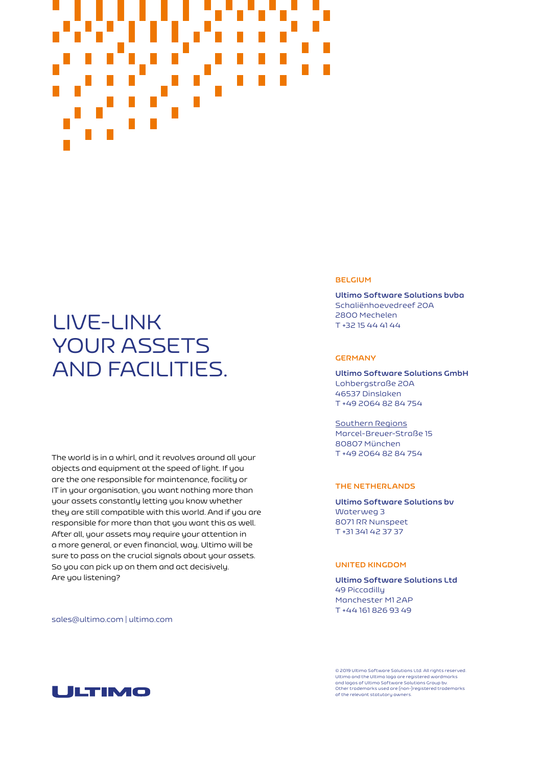# LIVE-LINK YOUR ASSETS AND FACILITIES.

The world is in a whirl, and it revolves around all your objects and equipment at the speed of light. If you are the one responsible for maintenance, facility or IT in your organisation, you want nothing more than your assets constantly letting you know whether they are still compatible with this world. And if you are responsible for more than that you want this as well. After all, your assets may require your attention in a more general, or even financial, way. Ultimo will be sure to pass on the crucial signals about your assets. So you can pick up on them and act decisively. Are you listening?

sales@ultimo.com | ultimo.com

### BELGIUM

**Ultimo Software Solutions bvba**
Schaliënhoevedreef 20A
2800 Mechelen
T +32 15 44 41 44

### GERMANY

**Ultimo Software Solutions GmbH**
Lohbergstraße 20A
46537 Dinslaken
T +49 2064 82 84 754

Southern Regions
Marcel-Breuer-Straße 15
80807 München
T +49 2064 82 84 754

### THE NETHERLANDS

**Ultimo Software Solutions bv**
Waterweg 3
8071 RR Nunspeet
T +31 341 42 37 37

### UNITED KINGDOM

**Ultimo Software Solutions Ltd**
49 Piccadilly
Manchester M1 2AP
T +44 161 826 93 49

ULTIMO

© 2019 Ultimo Software Solutions Ltd. All rights reserved. Ultimo and the Ultimo logo are registered wordmarks and logos of Ultimo Software Solutions Group bv. Other trademarks used are (non-)registered trademarks of the relevant statutory owners.